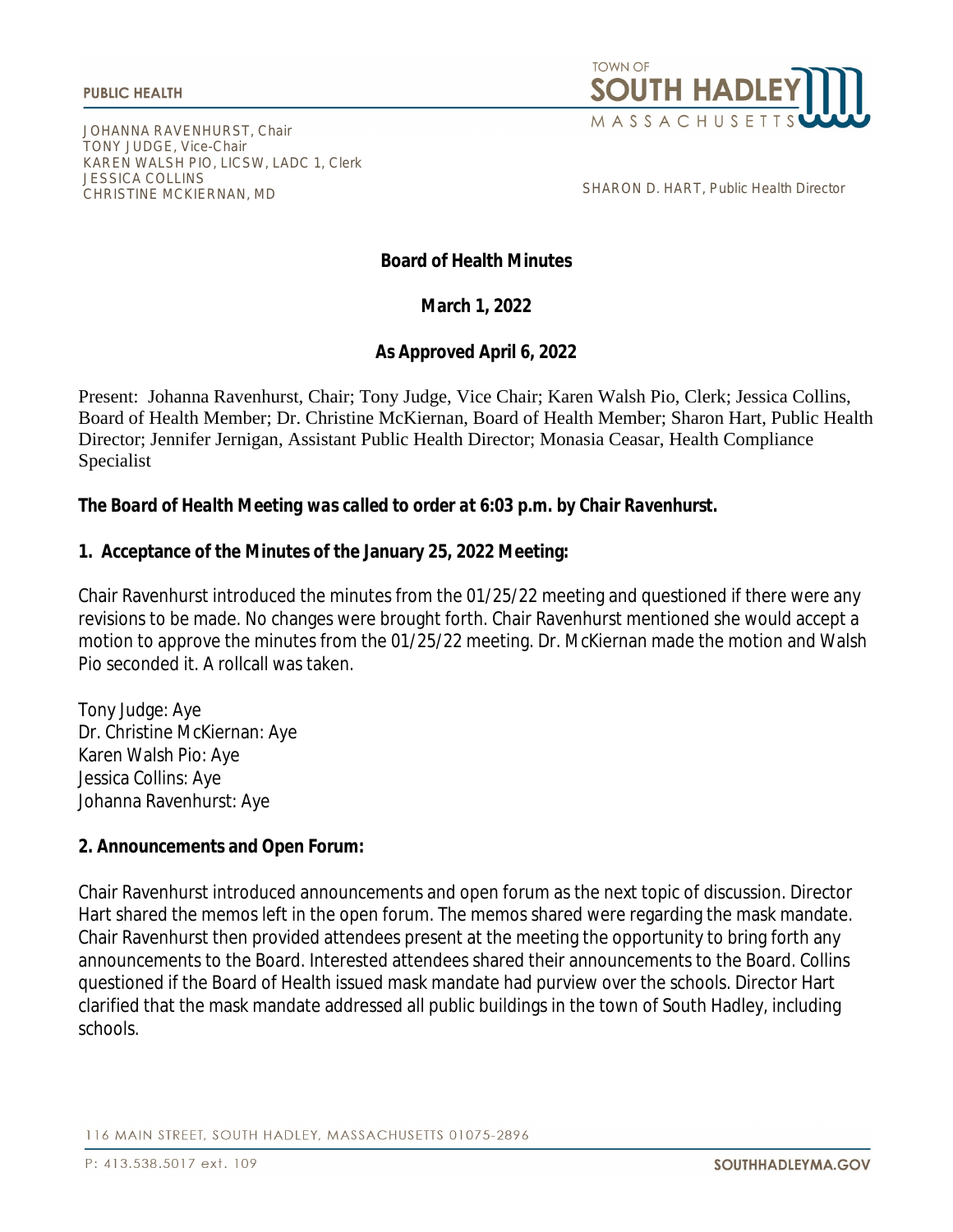PUBLIC HEALTH

JOHANNA RAVENHURST, Chair
TONY JUDGE, Vice-Chair
KAREN WALSH PIO, LICSW, LADC 1, Clerk
JESSICA COLLINS
CHRISTINE MCKIERNAN, MD

TOWN OF SOUTH HADLEY MASSACHUSETTS

SHARON D. HART, Public Health Director

**Board of Health Minutes**

**March 1, 2022**

**As Approved April 6, 2022**

Present: Johanna Ravenhurst, Chair; Tony Judge, Vice Chair; Karen Walsh Pio, Clerk; Jessica Collins, Board of Health Member; Dr. Christine McKiernan, Board of Health Member; Sharon Hart, Public Health Director; Jennifer Jernigan, Assistant Public Health Director; Monasia Ceasar, Health Compliance Specialist

***The Board of Health Meeting was called to order at 6:03 p.m. by Chair Ravenhurst.***

**1. Acceptance of the Minutes of the January 25, 2022 Meeting:**

Chair Ravenhurst introduced the minutes from the 01/25/22 meeting and questioned if there were any revisions to be made. No changes were brought forth. Chair Ravenhurst mentioned she would accept a motion to approve the minutes from the 01/25/22 meeting. Dr. McKiernan made the motion and Walsh Pio seconded it. A rollcall was taken.

Tony Judge: Aye
Dr. Christine McKiernan: Aye
Karen Walsh Pio: Aye
Jessica Collins: Aye
Johanna Ravenhurst: Aye

**2. Announcements and Open Forum:**

Chair Ravenhurst introduced announcements and open forum as the next topic of discussion. Director Hart shared the memos left in the open forum. The memos shared were regarding the mask mandate. Chair Ravenhurst then provided attendees present at the meeting the opportunity to bring forth any announcements to the Board. Interested attendees shared their announcements to the Board. Collins questioned if the Board of Health issued mask mandate had purview over the schools. Director Hart clarified that the mask mandate addressed all public buildings in the town of South Hadley, including schools.

116 MAIN STREET, SOUTH HADLEY, MASSACHUSETTS 01075-2896

P: 413.538.5017 ext. 109

SOUTHHADLEYMA.GOV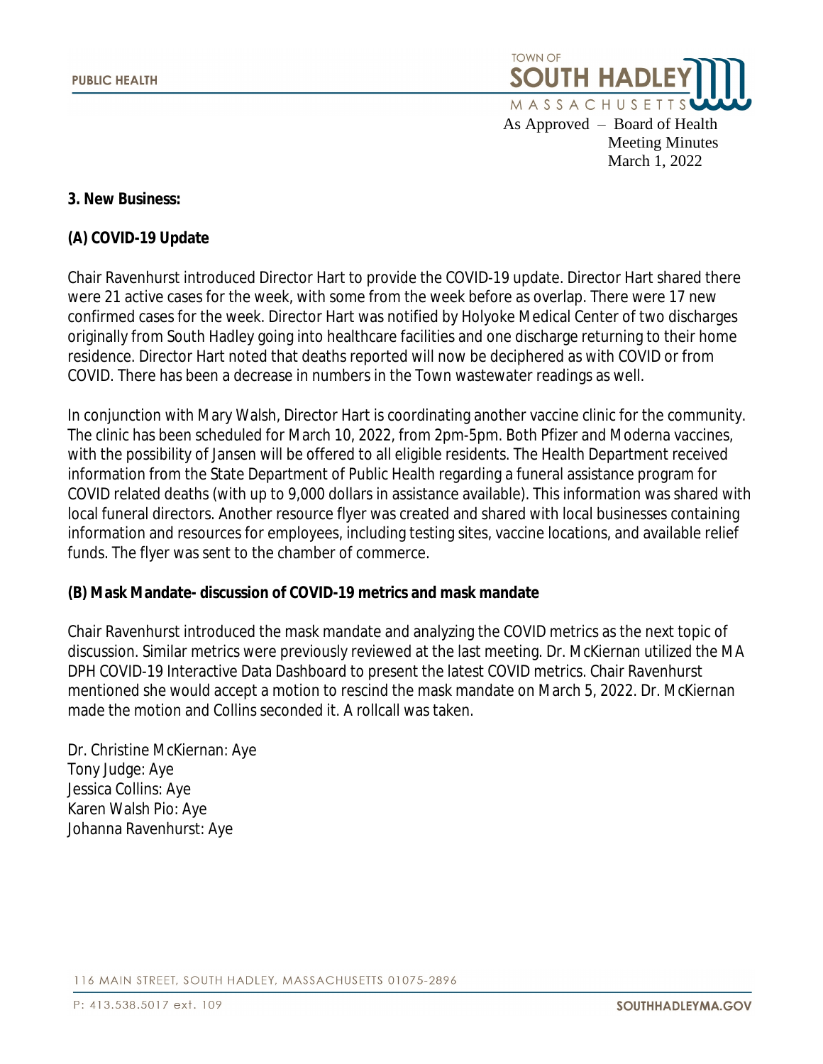**3. New Business:**

**(A) COVID-19 Update**

Chair Ravenhurst introduced Director Hart to provide the COVID-19 update. Director Hart shared there were 21 active cases for the week, with some from the week before as overlap. There were 17 new confirmed cases for the week. Director Hart was notified by Holyoke Medical Center of two discharges originally from South Hadley going into healthcare facilities and one discharge returning to their home residence. Director Hart noted that deaths reported will now be deciphered as with COVID or from COVID. There has been a decrease in numbers in the Town wastewater readings as well.

In conjunction with Mary Walsh, Director Hart is coordinating another vaccine clinic for the community. The clinic has been scheduled for March 10, 2022, from 2pm-5pm. Both Pfizer and Moderna vaccines, with the possibility of Jansen will be offered to all eligible residents. The Health Department received information from the State Department of Public Health regarding a funeral assistance program for COVID related deaths (with up to 9,000 dollars in assistance available). This information was shared with local funeral directors. Another resource flyer was created and shared with local businesses containing information and resources for employees, including testing sites, vaccine locations, and available relief funds. The flyer was sent to the chamber of commerce.

**(B) Mask Mandate- discussion of COVID-19 metrics and mask mandate**

Chair Ravenhurst introduced the mask mandate and analyzing the COVID metrics as the next topic of discussion. Similar metrics were previously reviewed at the last meeting. Dr. McKiernan utilized the MA DPH COVID-19 Interactive Data Dashboard to present the latest COVID metrics. Chair Ravenhurst mentioned she would accept a motion to rescind the mask mandate on March 5, 2022. Dr. McKiernan made the motion and Collins seconded it. A rollcall was taken.

Dr. Christine McKiernan: Aye
Tony Judge: Aye
Jessica Collins: Aye
Karen Walsh Pio: Aye
Johanna Ravenhurst: Aye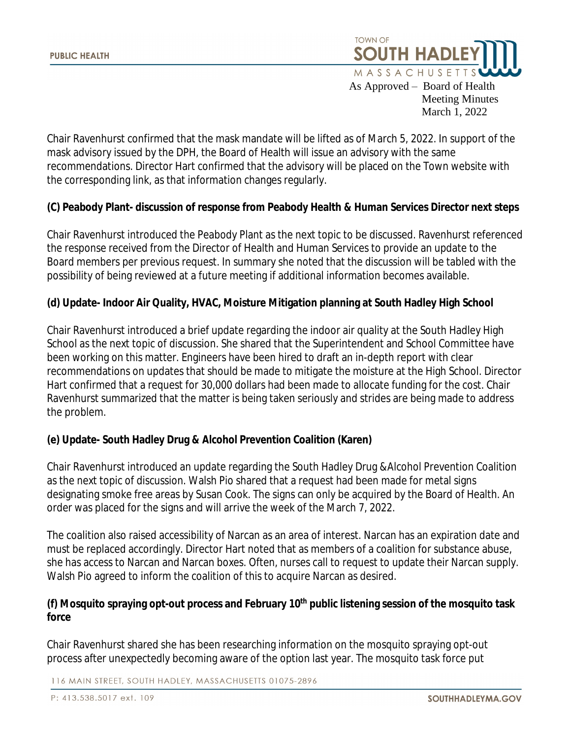Chair Ravenhurst confirmed that the mask mandate will be lifted as of March 5, 2022. In support of the mask advisory issued by the DPH, the Board of Health will issue an advisory with the same recommendations. Director Hart confirmed that the advisory will be placed on the Town website with the corresponding link, as that information changes regularly.

**(C) Peabody Plant- discussion of response from Peabody Health & Human Services Director next steps**

Chair Ravenhurst introduced the Peabody Plant as the next topic to be discussed. Ravenhurst referenced the response received from the Director of Health and Human Services to provide an update to the Board members per previous request. In summary she noted that the discussion will be tabled with the possibility of being reviewed at a future meeting if additional information becomes available.

**(d) Update- Indoor Air Quality, HVAC, Moisture Mitigation planning at South Hadley High School**

Chair Ravenhurst introduced a brief update regarding the indoor air quality at the South Hadley High School as the next topic of discussion. She shared that the Superintendent and School Committee have been working on this matter. Engineers have been hired to draft an in-depth report with clear recommendations on updates that should be made to mitigate the moisture at the High School. Director Hart confirmed that a request for 30,000 dollars had been made to allocate funding for the cost. Chair Ravenhurst summarized that the matter is being taken seriously and strides are being made to address the problem.

**(e) Update- South Hadley Drug & Alcohol Prevention Coalition (Karen)**

Chair Ravenhurst introduced an update regarding the South Hadley Drug &Alcohol Prevention Coalition as the next topic of discussion. Walsh Pio shared that a request had been made for metal signs designating smoke free areas by Susan Cook. The signs can only be acquired by the Board of Health. An order was placed for the signs and will arrive the week of the March 7, 2022.

The coalition also raised accessibility of Narcan as an area of interest. Narcan has an expiration date and must be replaced accordingly. Director Hart noted that as members of a coalition for substance abuse, she has access to Narcan and Narcan boxes. Often, nurses call to request to update their Narcan supply. Walsh Pio agreed to inform the coalition of this to acquire Narcan as desired.

**(f) Mosquito spraying opt-out process and February 10th public listening session of the mosquito task force**

Chair Ravenhurst shared she has been researching information on the mosquito spraying opt-out process after unexpectedly becoming aware of the option last year. The mosquito task force put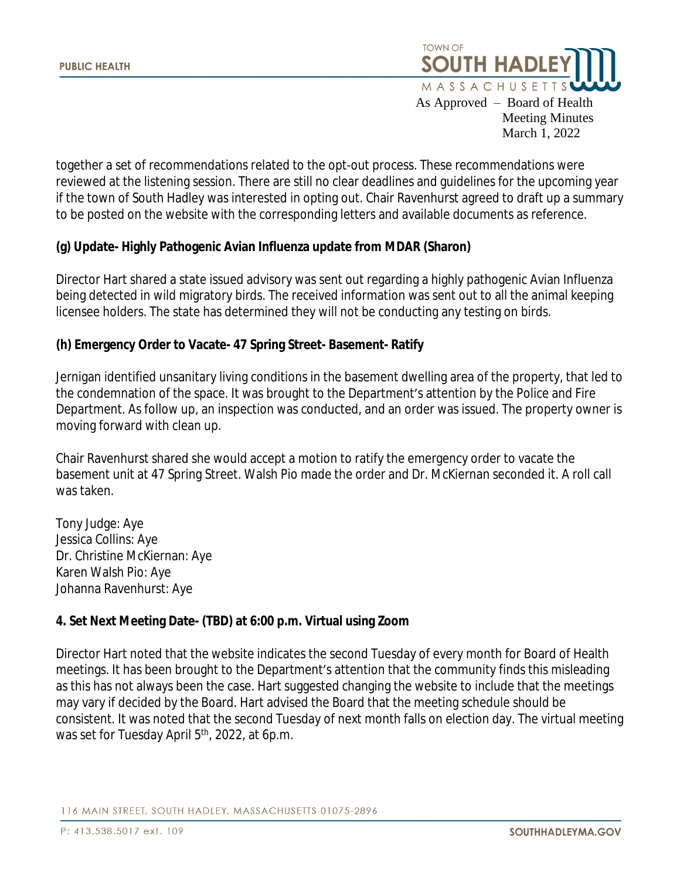together a set of recommendations related to the opt-out process. These recommendations were reviewed at the listening session. There are still no clear deadlines and guidelines for the upcoming year if the town of South Hadley was interested in opting out. Chair Ravenhurst agreed to draft up a summary to be posted on the website with the corresponding letters and available documents as reference.

**(g) Update- Highly Pathogenic Avian Influenza update from MDAR (Sharon)**

Director Hart shared a state issued advisory was sent out regarding a highly pathogenic Avian Influenza being detected in wild migratory birds. The received information was sent out to all the animal keeping licensee holders. The state has determined they will not be conducting any testing on birds.

**(h) Emergency Order to Vacate- 47 Spring Street- Basement- Ratify**

Jernigan identified unsanitary living conditions in the basement dwelling area of the property, that led to the condemnation of the space. It was brought to the Department's attention by the Police and Fire Department. As follow up, an inspection was conducted, and an order was issued. The property owner is moving forward with clean up.

Chair Ravenhurst shared she would accept a motion to ratify the emergency order to vacate the basement unit at 47 Spring Street. Walsh Pio made the order and Dr. McKiernan seconded it. A roll call was taken.

Tony Judge: Aye
Jessica Collins: Aye
Dr. Christine McKiernan: Aye
Karen Walsh Pio: Aye
Johanna Ravenhurst: Aye

**4. Set Next Meeting Date- (TBD) at 6:00 p.m. Virtual using Zoom**

Director Hart noted that the website indicates the second Tuesday of every month for Board of Health meetings. It has been brought to the Department's attention that the community finds this misleading as this has not always been the case. Hart suggested changing the website to include that the meetings may vary if decided by the Board. Hart advised the Board that the meeting schedule should be consistent. It was noted that the second Tuesday of next month falls on election day. The virtual meeting was set for Tuesday April 5th, 2022, at 6p.m.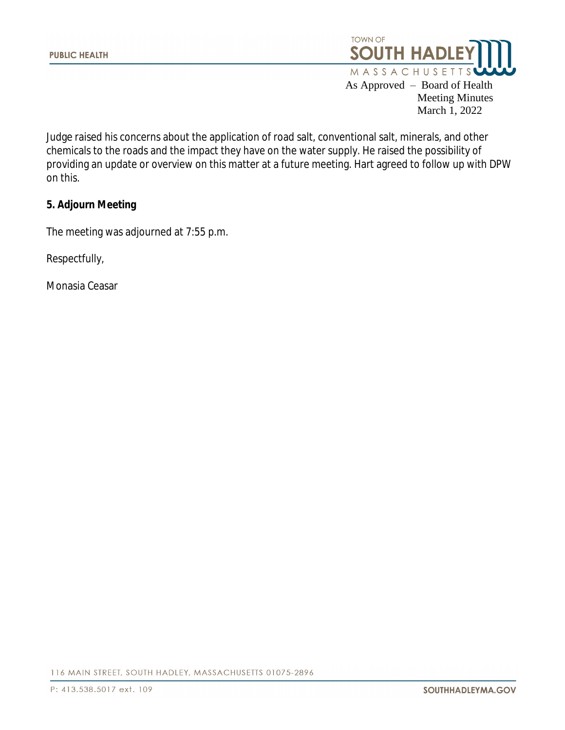Judge raised his concerns about the application of road salt, conventional salt, minerals, and other chemicals to the roads and the impact they have on the water supply. He raised the possibility of providing an update or overview on this matter at a future meeting. Hart agreed to follow up with DPW on this.

**5. Adjourn Meeting**

The meeting was adjourned at 7:55 p.m.

Respectfully,

Monasia Ceasar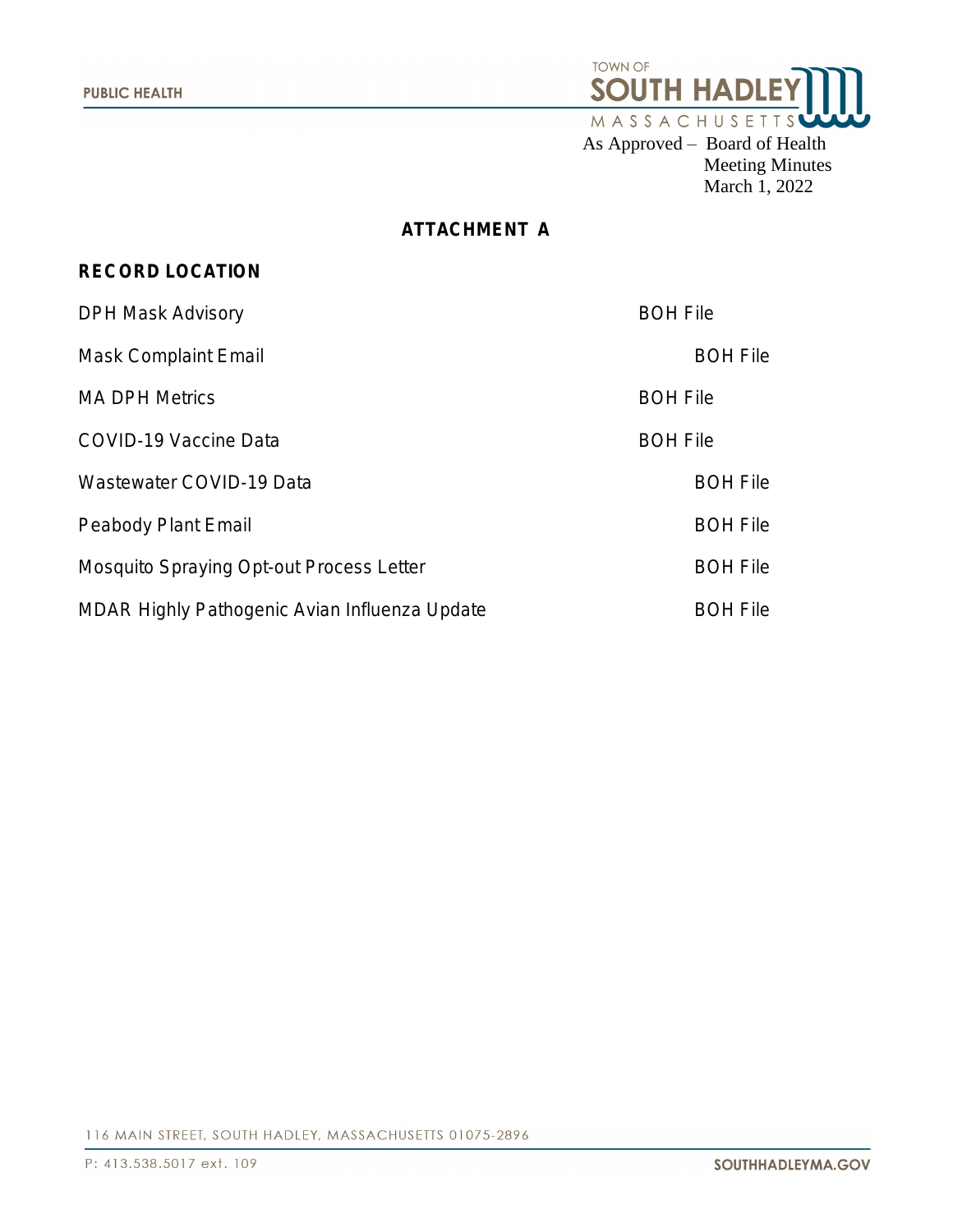As Approved – Board of Health Meeting Minutes March 1, 2022

## ATTACHMENT A

| RECORD | LOCATION |
|---|---|
| DPH Mask Advisory | BOH File |
| Mask Complaint Email | BOH File |
| MA DPH Metrics | BOH File |
| COVID-19 Vaccine Data | BOH File |
| Wastewater COVID-19 Data | BOH File |
| Peabody Plant Email | BOH File |
| Mosquito Spraying Opt-out Process Letter | BOH File |
| MDAR Highly Pathogenic Avian Influenza Update | BOH File |